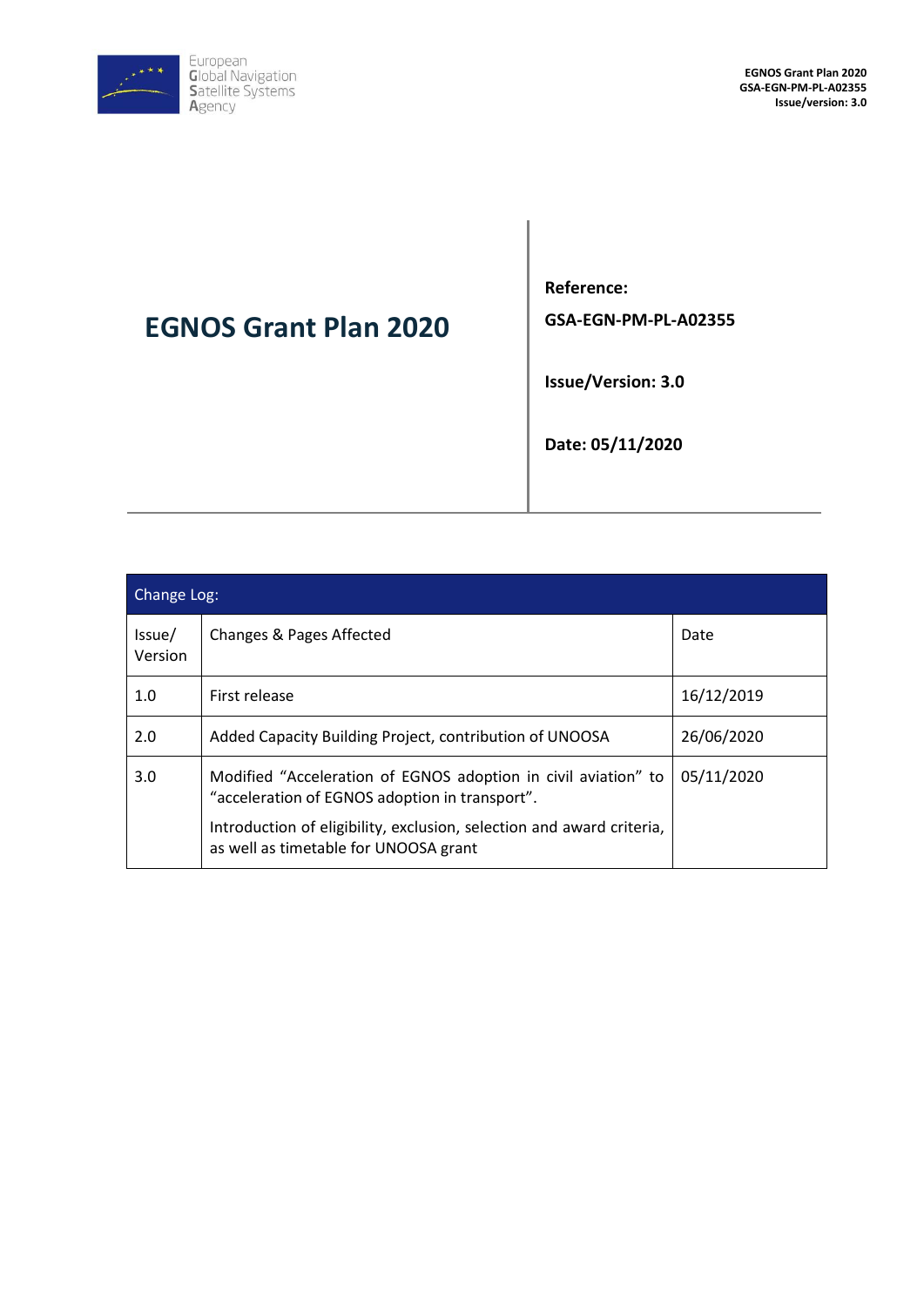# EGNOS Grant Plan 2020

**Reference:**

**GSA-EGN-PM-PL-A02355**

**Issue/Version: 3.0**

**Date: 05/11/2020**

| Change Log: | | |
|---|---|---|
| Issue/ Version | Changes & Pages Affected | Date |
| 1.0 | First release | 16/12/2019 |
| 2.0 | Added Capacity Building Project, contribution of UNOOSA | 26/06/2020 |
| 3.0 | Modified “Acceleration of EGNOS adoption in civil aviation” to “acceleration of EGNOS adoption in transport”.<br><br>Introduction of eligibility, exclusion, selection and award criteria, as well as timetable for UNOOSA grant | 05/11/2020 |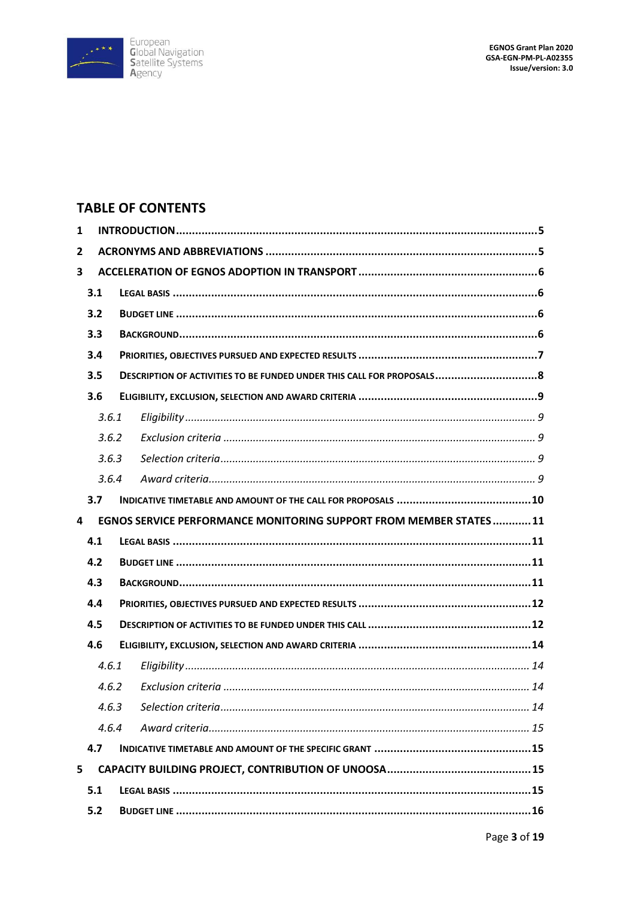## TABLE OF CONTENTS

1 INTRODUCTION .....5
2 ACRONYMS AND ABBREVIATIONS .....5
3 ACCELERATION OF EGNOS ADOPTION IN TRANSPORT .....6
   3.1 LEGAL BASIS .....6
   3.2 BUDGET LINE .....6
   3.3 BACKGROUND .....6
   3.4 PRIORITIES, OBJECTIVES PURSUED AND EXPECTED RESULTS .....7
   3.5 DESCRIPTION OF ACTIVITIES TO BE FUNDED UNDER THIS CALL FOR PROPOSALS .....8
   3.6 ELIGIBILITY, EXCLUSION, SELECTION AND AWARD CRITERIA .....9
      3.6.1 *Eligibility* ..... 9
      3.6.2 *Exclusion criteria* ..... 9
      3.6.3 *Selection criteria* ..... 9
      3.6.4 *Award criteria* ..... 9
   3.7 INDICATIVE TIMETABLE AND AMOUNT OF THE CALL FOR PROPOSALS .....10
4 EGNOS SERVICE PERFORMANCE MONITORING SUPPORT FROM MEMBER STATES .....11
   4.1 LEGAL BASIS .....11
   4.2 BUDGET LINE .....11
   4.3 BACKGROUND .....11
   4.4 PRIORITIES, OBJECTIVES PURSUED AND EXPECTED RESULTS .....12
   4.5 DESCRIPTION OF ACTIVITIES TO BE FUNDED UNDER THIS CALL .....12
   4.6 ELIGIBILITY, EXCLUSION, SELECTION AND AWARD CRITERIA .....14
      4.6.1 *Eligibility* ..... 14
      4.6.2 *Exclusion criteria* ..... 14
      4.6.3 *Selection criteria* ..... 14
      4.6.4 *Award criteria* ..... 15
   4.7 INDICATIVE TIMETABLE AND AMOUNT OF THE SPECIFIC GRANT .....15
5 CAPACITY BUILDING PROJECT, CONTRIBUTION OF UNOOSA .....15
   5.1 LEGAL BASIS .....15
   5.2 BUDGET LINE .....16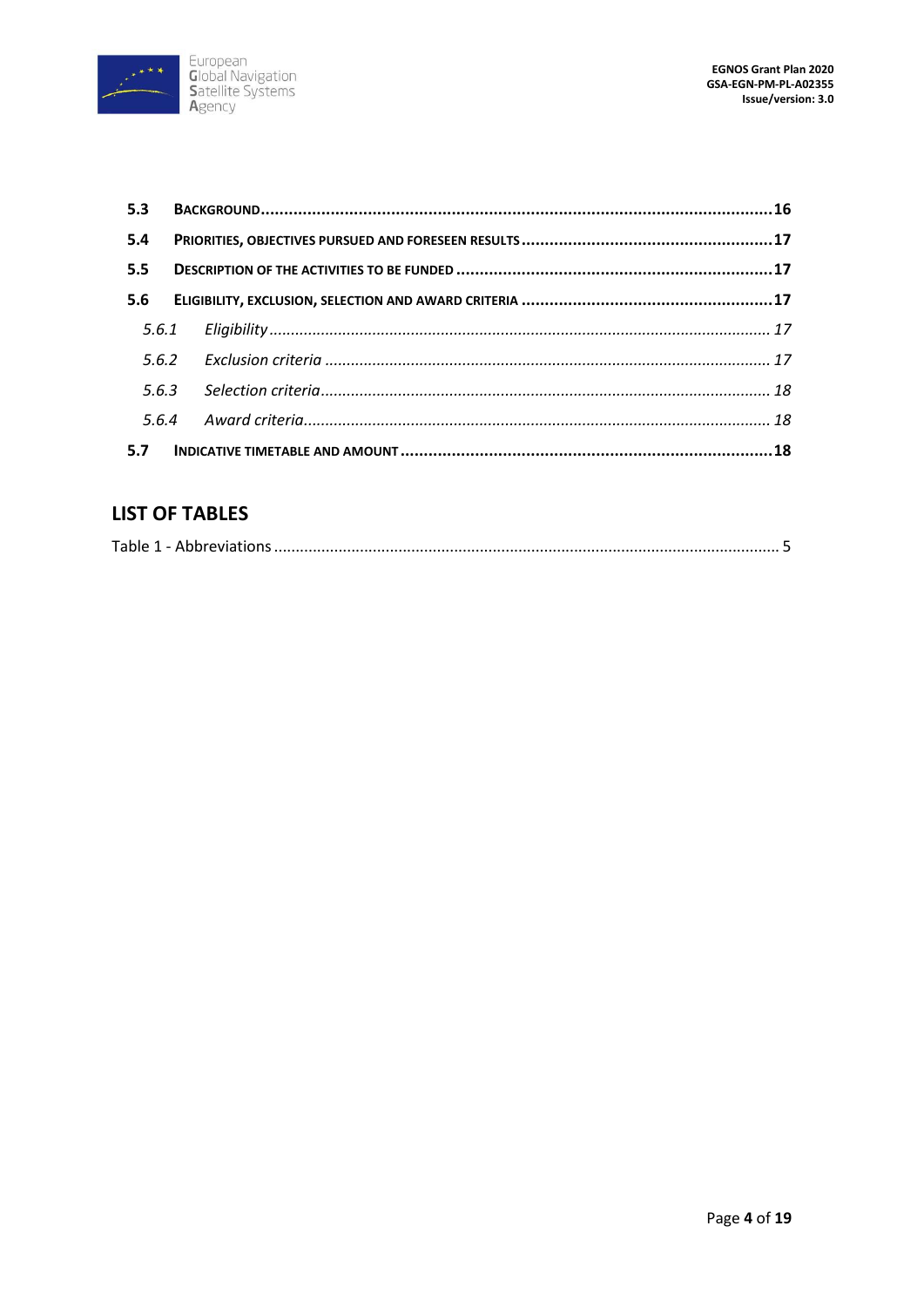| | | |
|---|---|---|
| **5.3** | **BACKGROUND** | **16** |
| **5.4** | **PRIORITIES, OBJECTIVES PURSUED AND FORESEEN RESULTS** | **17** |
| **5.5** | **DESCRIPTION OF THE ACTIVITIES TO BE FUNDED** | **17** |
| **5.6** | **ELIGIBILITY, EXCLUSION, SELECTION AND AWARD CRITERIA** | **17** |
| *5.6.1* | *Eligibility* | *17* |
| *5.6.2* | *Exclusion criteria* | *17* |
| *5.6.3* | *Selection criteria* | *18* |
| *5.6.4* | *Award criteria* | *18* |
| **5.7** | **INDICATIVE TIMETABLE AND AMOUNT** | **18** |

## LIST OF TABLES

Table 1 - Abbreviations ..... 5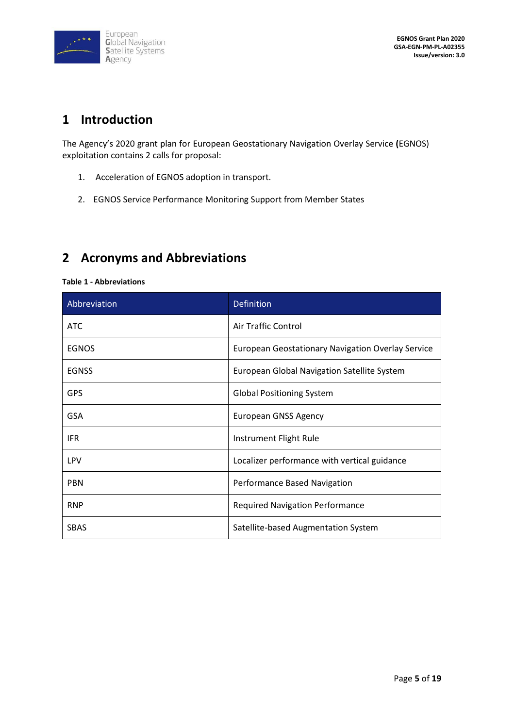# 1 Introduction

The Agency's 2020 grant plan for European Geostationary Navigation Overlay Service **(**EGNOS) exploitation contains 2 calls for proposal:

1. Acceleration of EGNOS adoption in transport.
2. EGNOS Service Performance Monitoring Support from Member States

# 2 Acronyms and Abbreviations

**Table 1 - Abbreviations**

| Abbreviation | Definition |
|---|---|
| ATC | Air Traffic Control |
| EGNOS | European Geostationary Navigation Overlay Service |
| EGNSS | European Global Navigation Satellite System |
| GPS | Global Positioning System |
| GSA | European GNSS Agency |
| IFR | Instrument Flight Rule |
| LPV | Localizer performance with vertical guidance |
| PBN | Performance Based Navigation |
| RNP | Required Navigation Performance |
| SBAS | Satellite-based Augmentation System |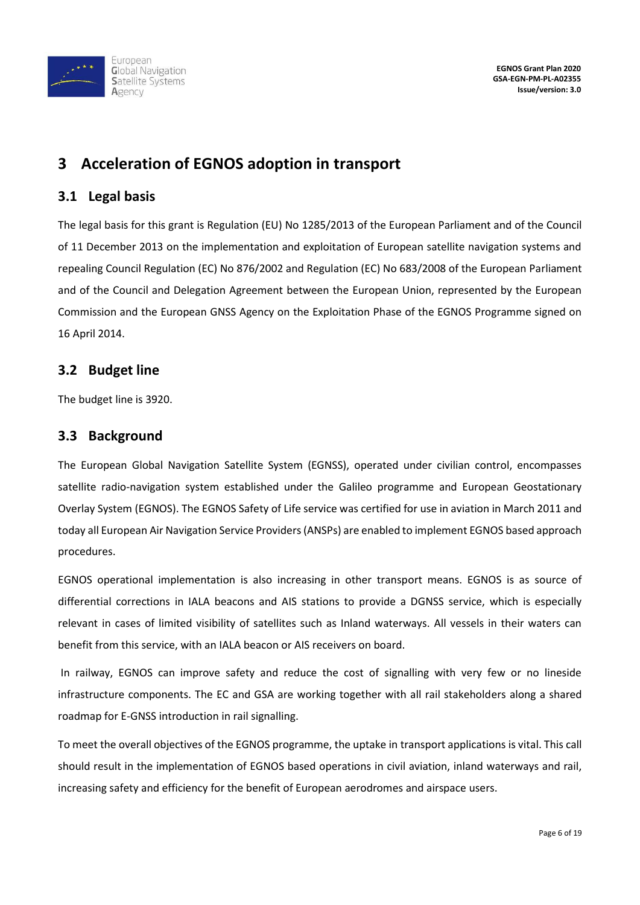# 3 Acceleration of EGNOS adoption in transport

## 3.1 Legal basis

The legal basis for this grant is Regulation (EU) No 1285/2013 of the European Parliament and of the Council of 11 December 2013 on the implementation and exploitation of European satellite navigation systems and repealing Council Regulation (EC) No 876/2002 and Regulation (EC) No 683/2008 of the European Parliament and of the Council and Delegation Agreement between the European Union, represented by the European Commission and the European GNSS Agency on the Exploitation Phase of the EGNOS Programme signed on 16 April 2014.

## 3.2 Budget line

The budget line is 3920.

## 3.3 Background

The European Global Navigation Satellite System (EGNSS), operated under civilian control, encompasses satellite radio-navigation system established under the Galileo programme and European Geostationary Overlay System (EGNOS). The EGNOS Safety of Life service was certified for use in aviation in March 2011 and today all European Air Navigation Service Providers (ANSPs) are enabled to implement EGNOS based approach procedures.

EGNOS operational implementation is also increasing in other transport means. EGNOS is as source of differential corrections in IALA beacons and AIS stations to provide a DGNSS service, which is especially relevant in cases of limited visibility of satellites such as Inland waterways. All vessels in their waters can benefit from this service, with an IALA beacon or AIS receivers on board.

In railway, EGNOS can improve safety and reduce the cost of signalling with very few or no lineside infrastructure components. The EC and GSA are working together with all rail stakeholders along a shared roadmap for E-GNSS introduction in rail signalling.

To meet the overall objectives of the EGNOS programme, the uptake in transport applications is vital. This call should result in the implementation of EGNOS based operations in civil aviation, inland waterways and rail, increasing safety and efficiency for the benefit of European aerodromes and airspace users.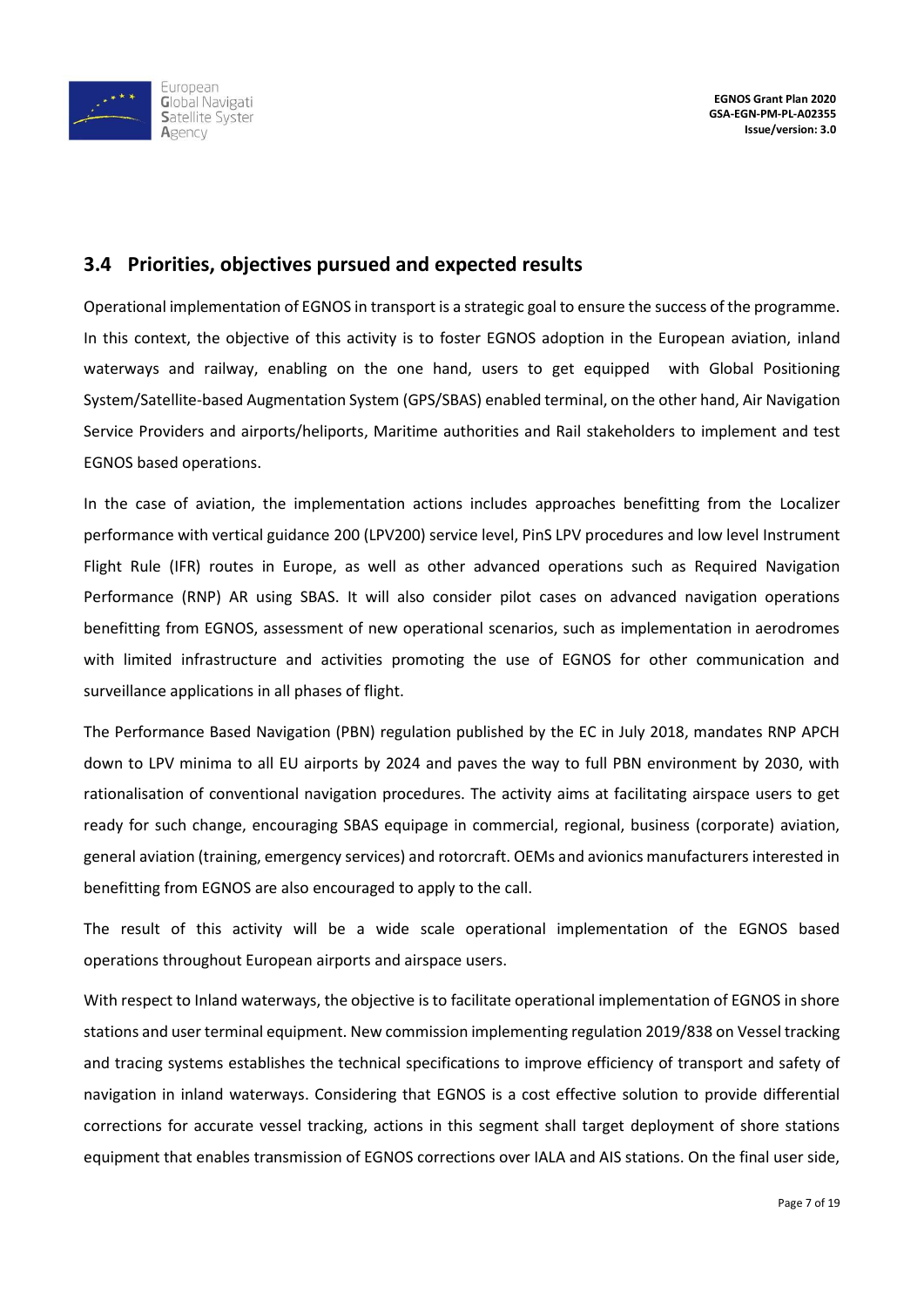## 3.4 Priorities, objectives pursued and expected results

Operational implementation of EGNOS in transport is a strategic goal to ensure the success of the programme. In this context, the objective of this activity is to foster EGNOS adoption in the European aviation, inland waterways and railway, enabling on the one hand, users to get equipped with Global Positioning System/Satellite-based Augmentation System (GPS/SBAS) enabled terminal, on the other hand, Air Navigation Service Providers and airports/heliports, Maritime authorities and Rail stakeholders to implement and test EGNOS based operations.

In the case of aviation, the implementation actions includes approaches benefitting from the Localizer performance with vertical guidance 200 (LPV200) service level, PinS LPV procedures and low level Instrument Flight Rule (IFR) routes in Europe, as well as other advanced operations such as Required Navigation Performance (RNP) AR using SBAS. It will also consider pilot cases on advanced navigation operations benefitting from EGNOS, assessment of new operational scenarios, such as implementation in aerodromes with limited infrastructure and activities promoting the use of EGNOS for other communication and surveillance applications in all phases of flight.

The Performance Based Navigation (PBN) regulation published by the EC in July 2018, mandates RNP APCH down to LPV minima to all EU airports by 2024 and paves the way to full PBN environment by 2030, with rationalisation of conventional navigation procedures. The activity aims at facilitating airspace users to get ready for such change, encouraging SBAS equipage in commercial, regional, business (corporate) aviation, general aviation (training, emergency services) and rotorcraft. OEMs and avionics manufacturers interested in benefitting from EGNOS are also encouraged to apply to the call.

The result of this activity will be a wide scale operational implementation of the EGNOS based operations throughout European airports and airspace users.

With respect to Inland waterways, the objective is to facilitate operational implementation of EGNOS in shore stations and user terminal equipment. New commission implementing regulation 2019/838 on Vessel tracking and tracing systems establishes the technical specifications to improve efficiency of transport and safety of navigation in inland waterways. Considering that EGNOS is a cost effective solution to provide differential corrections for accurate vessel tracking, actions in this segment shall target deployment of shore stations equipment that enables transmission of EGNOS corrections over IALA and AIS stations. On the final user side,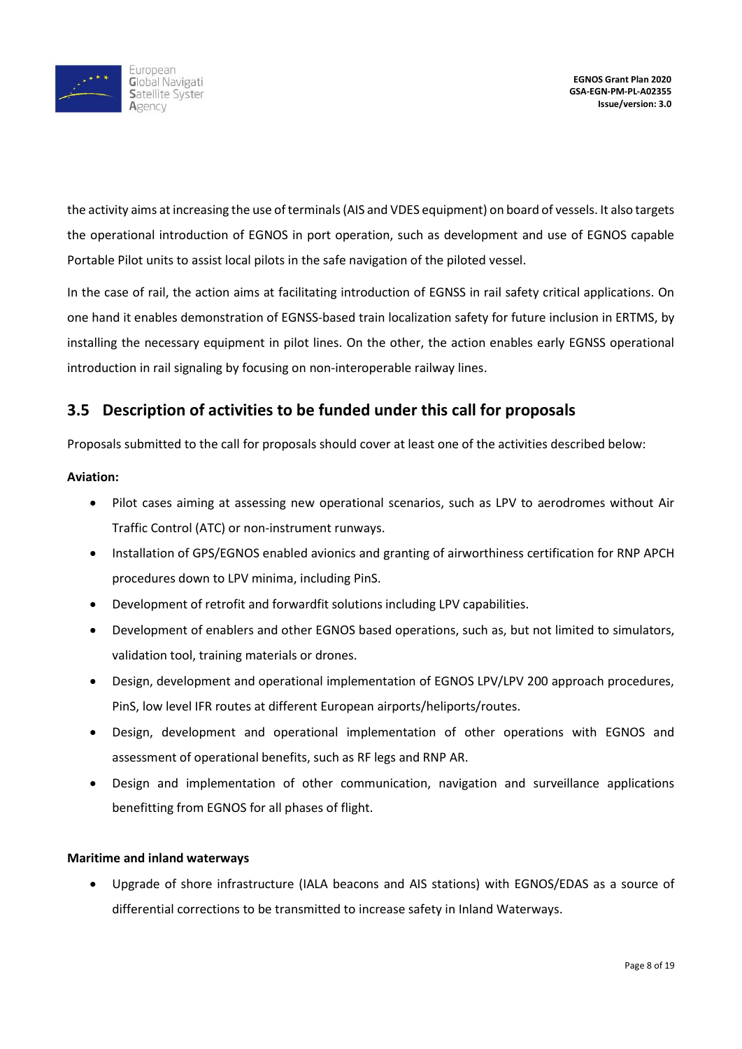the activity aims at increasing the use of terminals (AIS and VDES equipment) on board of vessels. It also targets the operational introduction of EGNOS in port operation, such as development and use of EGNOS capable Portable Pilot units to assist local pilots in the safe navigation of the piloted vessel.

In the case of rail, the action aims at facilitating introduction of EGNSS in rail safety critical applications. On one hand it enables demonstration of EGNSS-based train localization safety for future inclusion in ERTMS, by installing the necessary equipment in pilot lines. On the other, the action enables early EGNSS operational introduction in rail signaling by focusing on non-interoperable railway lines.

## 3.5 Description of activities to be funded under this call for proposals

Proposals submitted to the call for proposals should cover at least one of the activities described below:

**Aviation:**

- Pilot cases aiming at assessing new operational scenarios, such as LPV to aerodromes without Air Traffic Control (ATC) or non-instrument runways.
- Installation of GPS/EGNOS enabled avionics and granting of airworthiness certification for RNP APCH procedures down to LPV minima, including PinS.
- Development of retrofit and forwardfit solutions including LPV capabilities.
- Development of enablers and other EGNOS based operations, such as, but not limited to simulators, validation tool, training materials or drones.
- Design, development and operational implementation of EGNOS LPV/LPV 200 approach procedures, PinS, low level IFR routes at different European airports/heliports/routes.
- Design, development and operational implementation of other operations with EGNOS and assessment of operational benefits, such as RF legs and RNP AR.
- Design and implementation of other communication, navigation and surveillance applications benefitting from EGNOS for all phases of flight.

**Maritime and inland waterways**

- Upgrade of shore infrastructure (IALA beacons and AIS stations) with EGNOS/EDAS as a source of differential corrections to be transmitted to increase safety in Inland Waterways.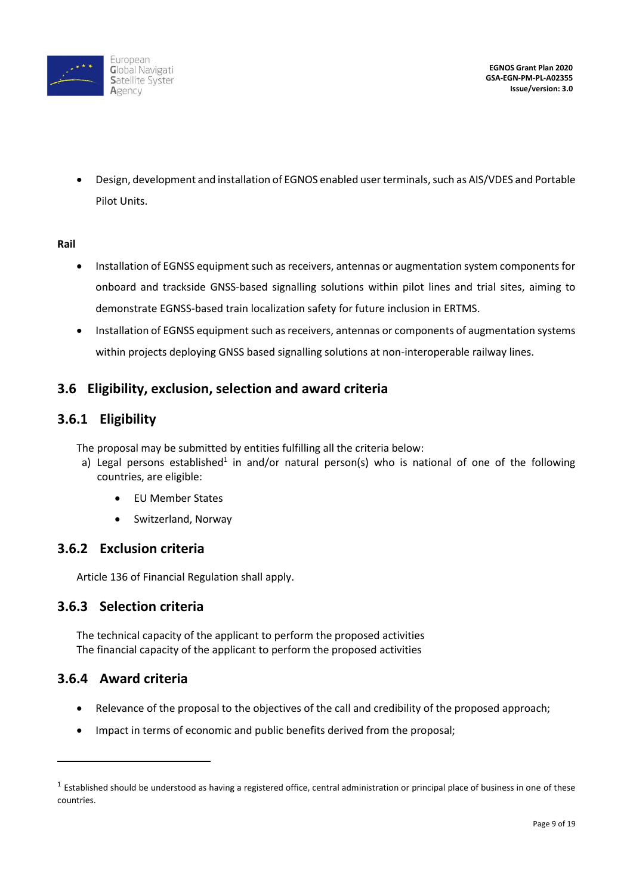- Design, development and installation of EGNOS enabled user terminals, such as AIS/VDES and Portable Pilot Units.

**Rail**

- Installation of EGNSS equipment such as receivers, antennas or augmentation system components for onboard and trackside GNSS-based signalling solutions within pilot lines and trial sites, aiming to demonstrate EGNSS-based train localization safety for future inclusion in ERTMS.
- Installation of EGNSS equipment such as receivers, antennas or components of augmentation systems within projects deploying GNSS based signalling solutions at non-interoperable railway lines.

## 3.6 Eligibility, exclusion, selection and award criteria

### 3.6.1 Eligibility

The proposal may be submitted by entities fulfilling all the criteria below:

a) Legal persons established[1] in and/or natural person(s) who is national of one of the following countries, are eligible:

- EU Member States
- Switzerland, Norway

### 3.6.2 Exclusion criteria

Article 136 of Financial Regulation shall apply.

### 3.6.3 Selection criteria

The technical capacity of the applicant to perform the proposed activities
The financial capacity of the applicant to perform the proposed activities

### 3.6.4 Award criteria

- Relevance of the proposal to the objectives of the call and credibility of the proposed approach;
- Impact in terms of economic and public benefits derived from the proposal;

[1] Established should be understood as having a registered office, central administration or principal place of business in one of these countries.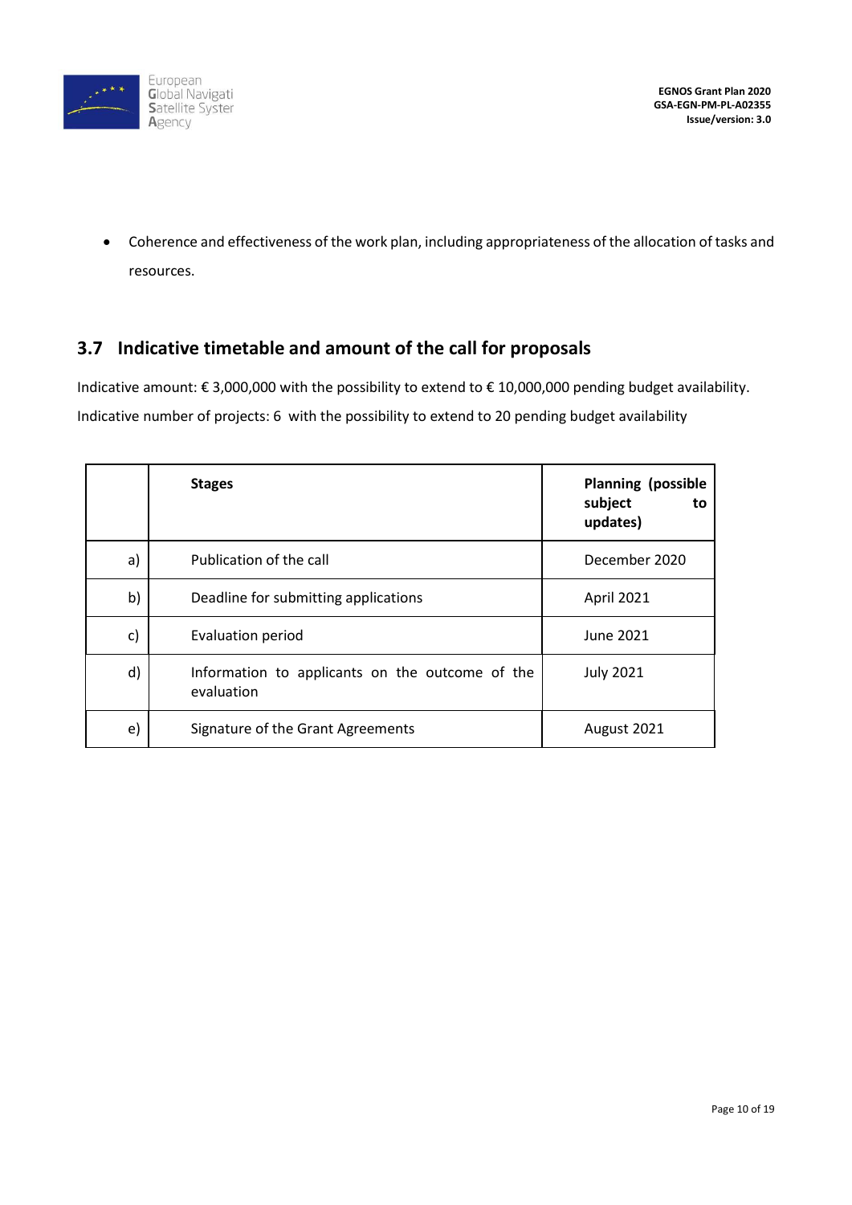- Coherence and effectiveness of the work plan, including appropriateness of the allocation of tasks and resources.

## 3.7 Indicative timetable and amount of the call for proposals

Indicative amount: € 3,000,000 with the possibility to extend to € 10,000,000 pending budget availability.

Indicative number of projects: 6 with the possibility to extend to 20 pending budget availability

| | **Stages** | **Planning (possible subject to updates)** |
|---|---|---|
| a) | Publication of the call | December 2020 |
| b) | Deadline for submitting applications | April 2021 |
| c) | Evaluation period | June 2021 |
| d) | Information to applicants on the outcome of the evaluation | July 2021 |
| e) | Signature of the Grant Agreements | August 2021 |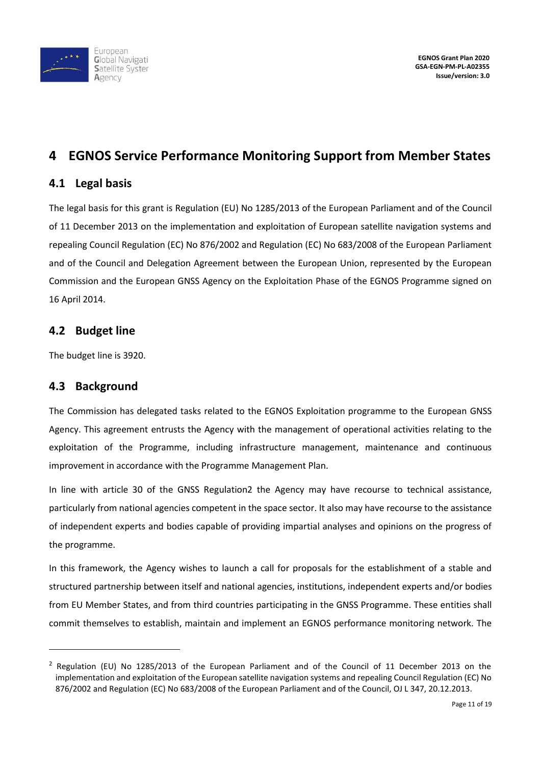# 4 EGNOS Service Performance Monitoring Support from Member States

## 4.1 Legal basis

The legal basis for this grant is Regulation (EU) No 1285/2013 of the European Parliament and of the Council of 11 December 2013 on the implementation and exploitation of European satellite navigation systems and repealing Council Regulation (EC) No 876/2002 and Regulation (EC) No 683/2008 of the European Parliament and of the Council and Delegation Agreement between the European Union, represented by the European Commission and the European GNSS Agency on the Exploitation Phase of the EGNOS Programme signed on 16 April 2014.

## 4.2 Budget line

The budget line is 3920.

## 4.3 Background

The Commission has delegated tasks related to the EGNOS Exploitation programme to the European GNSS Agency. This agreement entrusts the Agency with the management of operational activities relating to the exploitation of the Programme, including infrastructure management, maintenance and continuous improvement in accordance with the Programme Management Plan.

In line with article 30 of the GNSS Regulation[2] the Agency may have recourse to technical assistance, particularly from national agencies competent in the space sector. It also may have recourse to the assistance of independent experts and bodies capable of providing impartial analyses and opinions on the progress of the programme.

In this framework, the Agency wishes to launch a call for proposals for the establishment of a stable and structured partnership between itself and national agencies, institutions, independent experts and/or bodies from EU Member States, and from third countries participating in the GNSS Programme. These entities shall commit themselves to establish, maintain and implement an EGNOS performance monitoring network. The

[2] Regulation (EU) No 1285/2013 of the European Parliament and of the Council of 11 December 2013 on the implementation and exploitation of the European satellite navigation systems and repealing Council Regulation (EC) No 876/2002 and Regulation (EC) No 683/2008 of the European Parliament and of the Council, OJ L 347, 20.12.2013.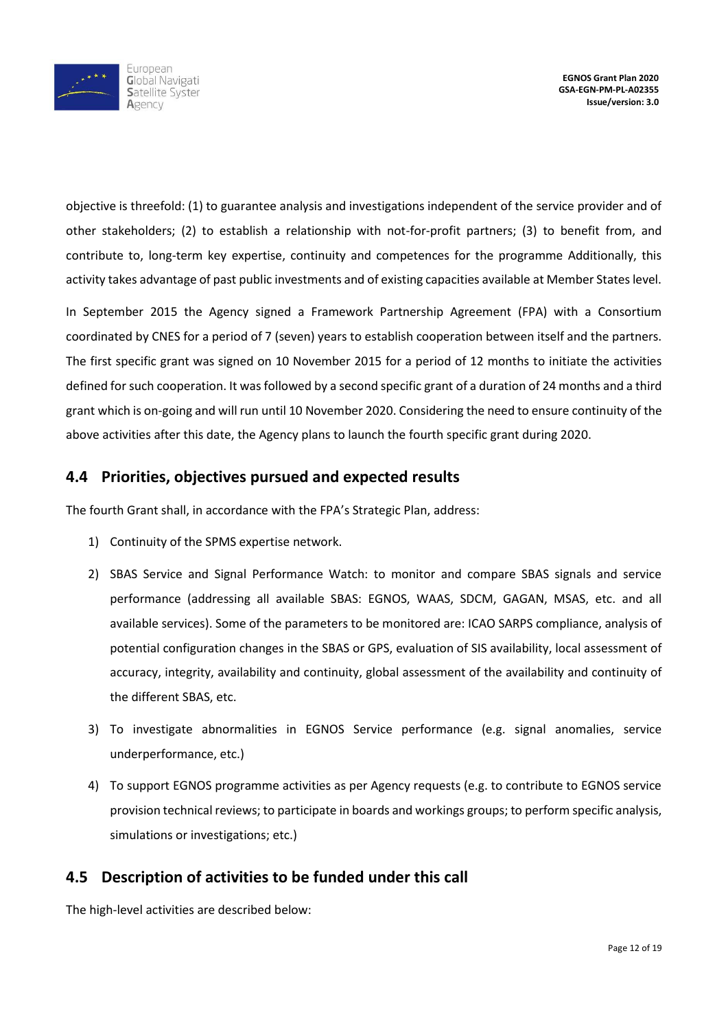objective is threefold: (1) to guarantee analysis and investigations independent of the service provider and of other stakeholders; (2) to establish a relationship with not-for-profit partners; (3) to benefit from, and contribute to, long-term key expertise, continuity and competences for the programme Additionally, this activity takes advantage of past public investments and of existing capacities available at Member States level.

In September 2015 the Agency signed a Framework Partnership Agreement (FPA) with a Consortium coordinated by CNES for a period of 7 (seven) years to establish cooperation between itself and the partners. The first specific grant was signed on 10 November 2015 for a period of 12 months to initiate the activities defined for such cooperation. It was followed by a second specific grant of a duration of 24 months and a third grant which is on-going and will run until 10 November 2020. Considering the need to ensure continuity of the above activities after this date, the Agency plans to launch the fourth specific grant during 2020.

## 4.4 Priorities, objectives pursued and expected results

The fourth Grant shall, in accordance with the FPA's Strategic Plan, address:

1) Continuity of the SPMS expertise network.
2) SBAS Service and Signal Performance Watch: to monitor and compare SBAS signals and service performance (addressing all available SBAS: EGNOS, WAAS, SDCM, GAGAN, MSAS, etc. and all available services). Some of the parameters to be monitored are: ICAO SARPS compliance, analysis of potential configuration changes in the SBAS or GPS, evaluation of SIS availability, local assessment of accuracy, integrity, availability and continuity, global assessment of the availability and continuity of the different SBAS, etc.
3) To investigate abnormalities in EGNOS Service performance (e.g. signal anomalies, service underperformance, etc.)
4) To support EGNOS programme activities as per Agency requests (e.g. to contribute to EGNOS service provision technical reviews; to participate in boards and workings groups; to perform specific analysis, simulations or investigations; etc.)

## 4.5 Description of activities to be funded under this call

The high-level activities are described below: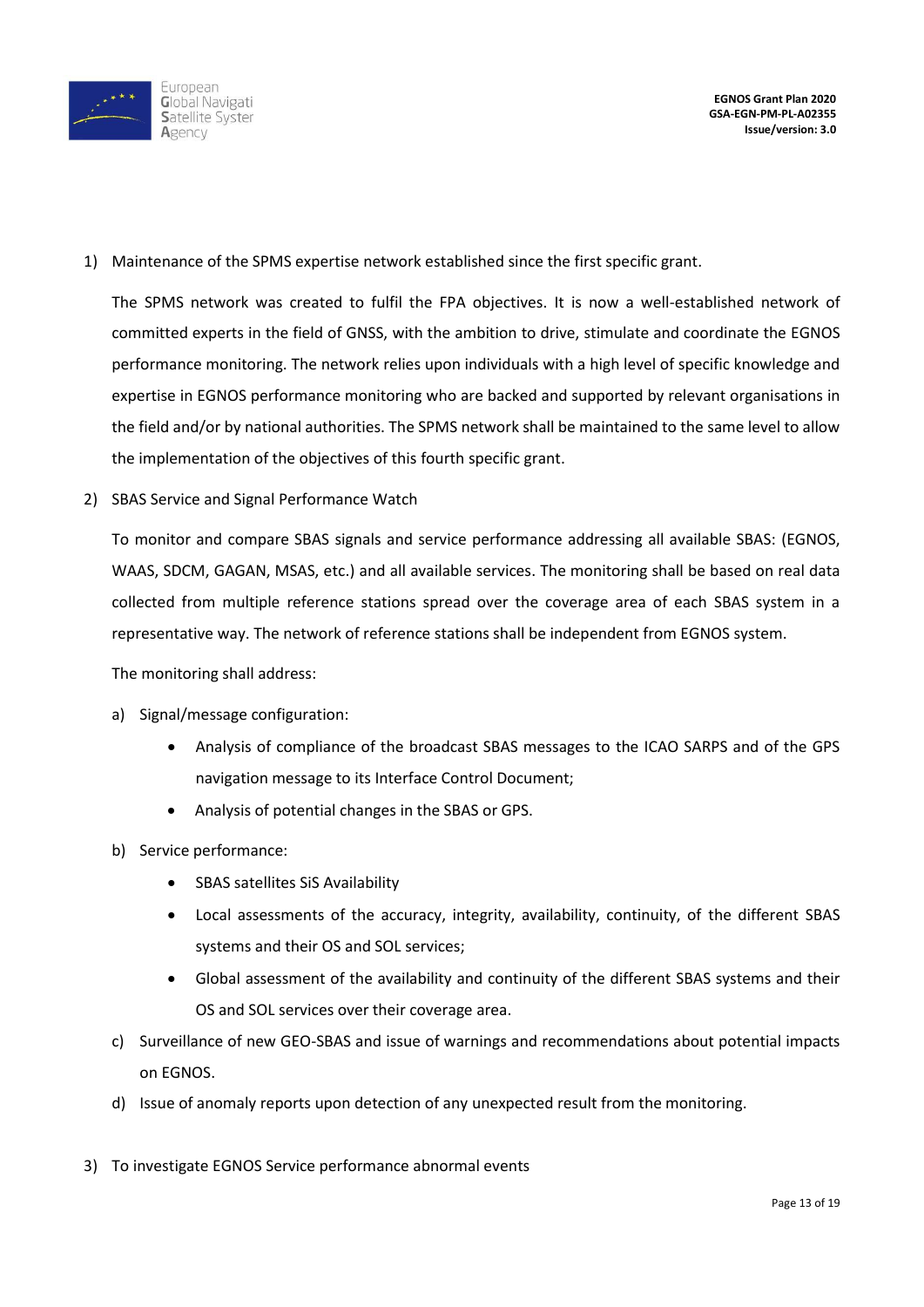1) Maintenance of the SPMS expertise network established since the first specific grant.

   The SPMS network was created to fulfil the FPA objectives. It is now a well-established network of committed experts in the field of GNSS, with the ambition to drive, stimulate and coordinate the EGNOS performance monitoring. The network relies upon individuals with a high level of specific knowledge and expertise in EGNOS performance monitoring who are backed and supported by relevant organisations in the field and/or by national authorities. The SPMS network shall be maintained to the same level to allow the implementation of the objectives of this fourth specific grant.

2) SBAS Service and Signal Performance Watch

   To monitor and compare SBAS signals and service performance addressing all available SBAS: (EGNOS, WAAS, SDCM, GAGAN, MSAS, etc.) and all available services. The monitoring shall be based on real data collected from multiple reference stations spread over the coverage area of each SBAS system in a representative way. The network of reference stations shall be independent from EGNOS system.

   The monitoring shall address:

   a) Signal/message configuration:
      - Analysis of compliance of the broadcast SBAS messages to the ICAO SARPS and of the GPS navigation message to its Interface Control Document;
      - Analysis of potential changes in the SBAS or GPS.

   b) Service performance:
      - SBAS satellites SiS Availability
      - Local assessments of the accuracy, integrity, availability, continuity, of the different SBAS systems and their OS and SOL services;
      - Global assessment of the availability and continuity of the different SBAS systems and their OS and SOL services over their coverage area.

   c) Surveillance of new GEO-SBAS and issue of warnings and recommendations about potential impacts on EGNOS.

   d) Issue of anomaly reports upon detection of any unexpected result from the monitoring.

3) To investigate EGNOS Service performance abnormal events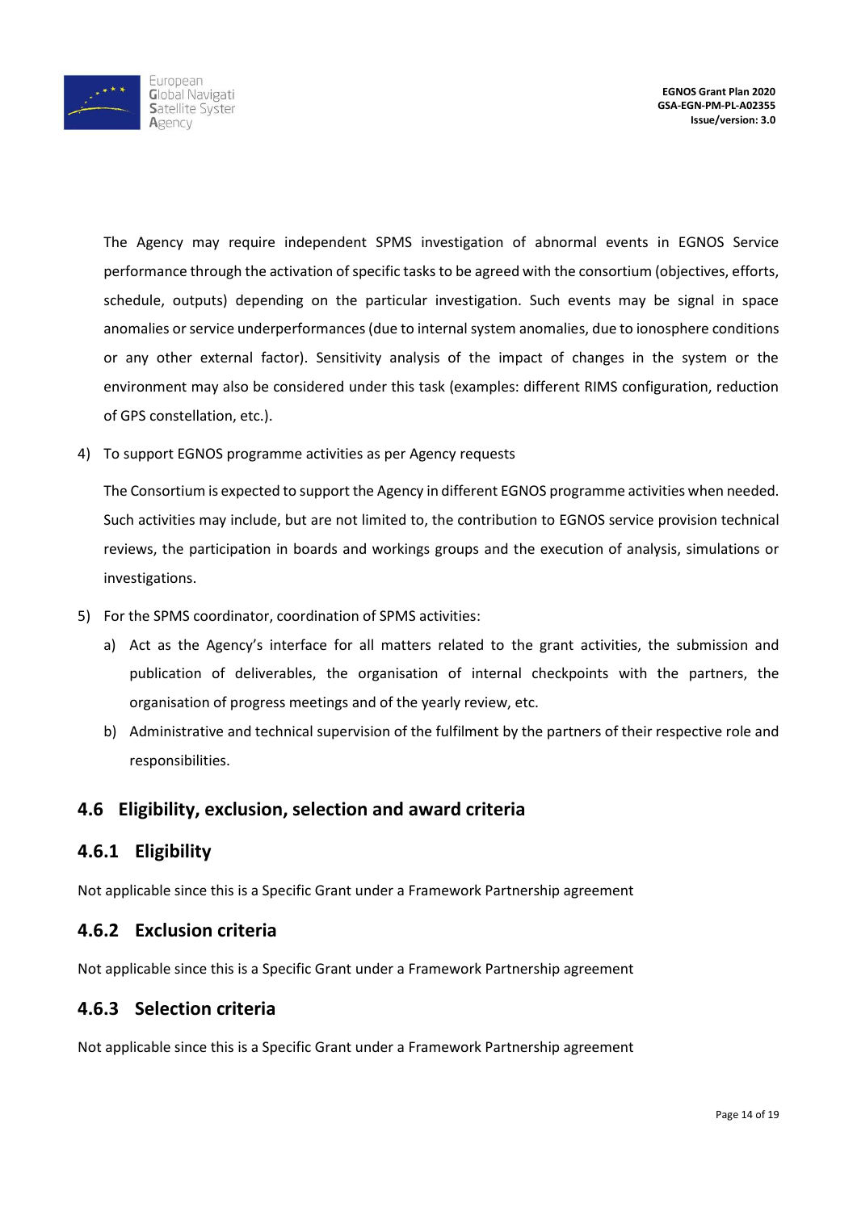The Agency may require independent SPMS investigation of abnormal events in EGNOS Service performance through the activation of specific tasks to be agreed with the consortium (objectives, efforts, schedule, outputs) depending on the particular investigation. Such events may be signal in space anomalies or service underperformances (due to internal system anomalies, due to ionosphere conditions or any other external factor). Sensitivity analysis of the impact of changes in the system or the environment may also be considered under this task (examples: different RIMS configuration, reduction of GPS constellation, etc.).

4) To support EGNOS programme activities as per Agency requests

   The Consortium is expected to support the Agency in different EGNOS programme activities when needed. Such activities may include, but are not limited to, the contribution to EGNOS service provision technical reviews, the participation in boards and workings groups and the execution of analysis, simulations or investigations.

5) For the SPMS coordinator, coordination of SPMS activities:
   a) Act as the Agency's interface for all matters related to the grant activities, the submission and publication of deliverables, the organisation of internal checkpoints with the partners, the organisation of progress meetings and of the yearly review, etc.
   b) Administrative and technical supervision of the fulfilment by the partners of their respective role and responsibilities.

## 4.6 Eligibility, exclusion, selection and award criteria

### 4.6.1 Eligibility

Not applicable since this is a Specific Grant under a Framework Partnership agreement

### 4.6.2 Exclusion criteria

Not applicable since this is a Specific Grant under a Framework Partnership agreement

### 4.6.3 Selection criteria

Not applicable since this is a Specific Grant under a Framework Partnership agreement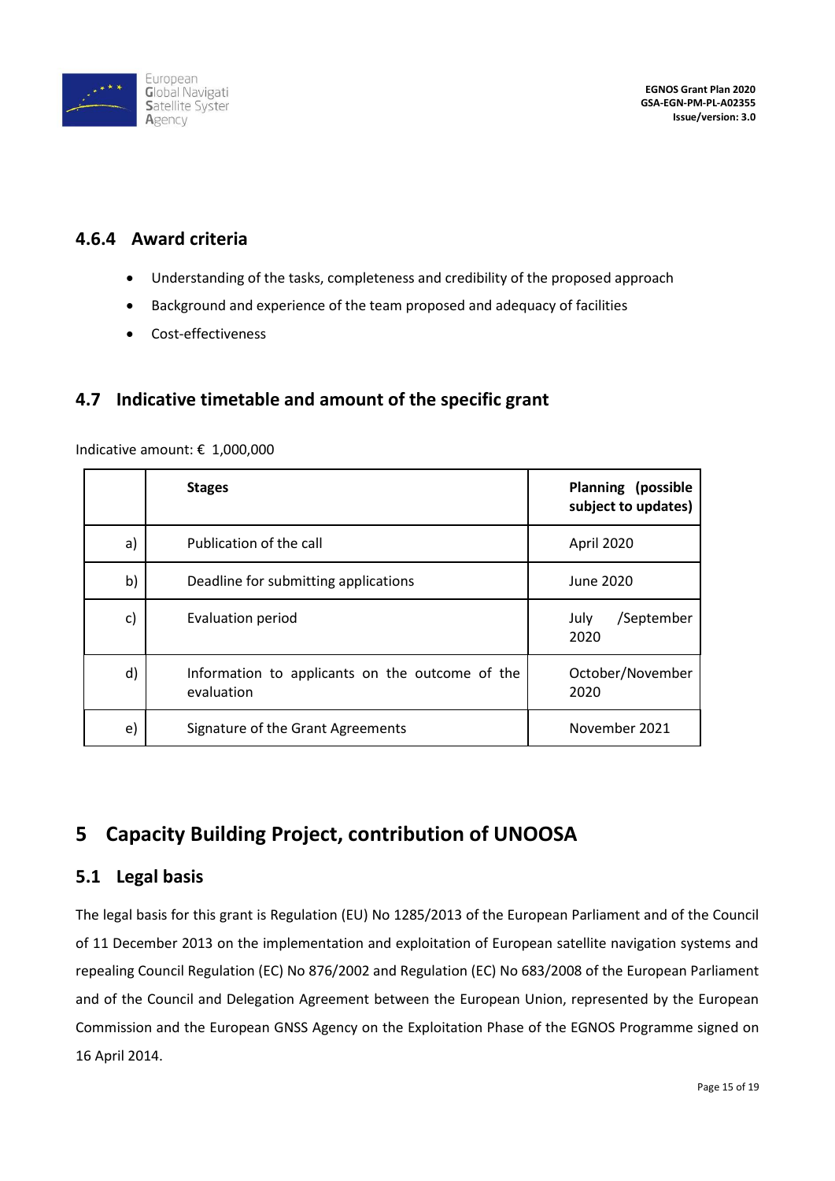### 4.6.4 Award criteria

- Understanding of the tasks, completeness and credibility of the proposed approach
- Background and experience of the team proposed and adequacy of facilities
- Cost-effectiveness

## 4.7 Indicative timetable and amount of the specific grant

Indicative amount: € 1,000,000

| | Stages | Planning (possible subject to updates) |
|---|---|---|
| a) | Publication of the call | April 2020 |
| b) | Deadline for submitting applications | June 2020 |
| c) | Evaluation period | July /September 2020 |
| d) | Information to applicants on the outcome of the evaluation | October/November 2020 |
| e) | Signature of the Grant Agreements | November 2021 |

# 5 Capacity Building Project, contribution of UNOOSA

## 5.1 Legal basis

The legal basis for this grant is Regulation (EU) No 1285/2013 of the European Parliament and of the Council of 11 December 2013 on the implementation and exploitation of European satellite navigation systems and repealing Council Regulation (EC) No 876/2002 and Regulation (EC) No 683/2008 of the European Parliament and of the Council and Delegation Agreement between the European Union, represented by the European Commission and the European GNSS Agency on the Exploitation Phase of the EGNOS Programme signed on 16 April 2014.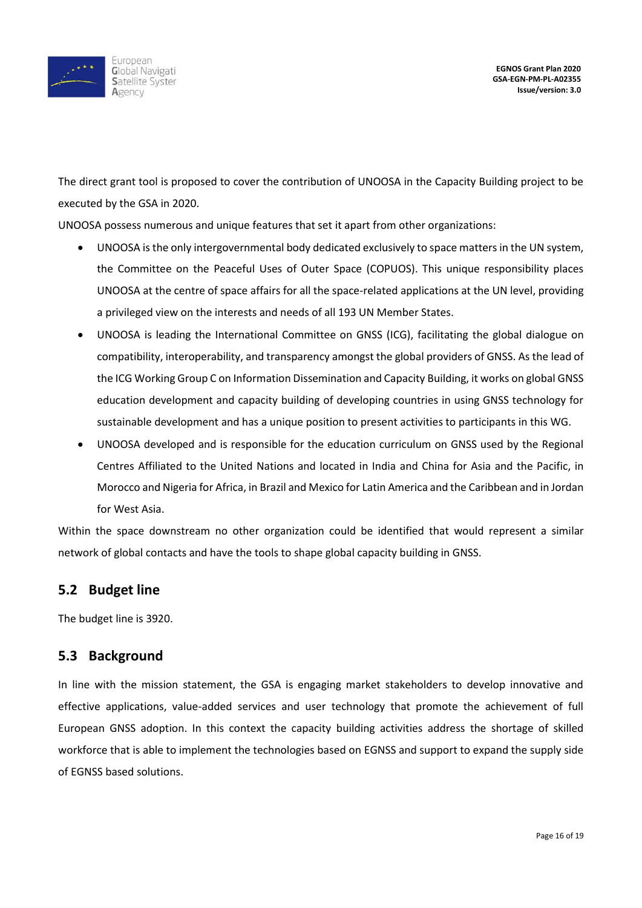The direct grant tool is proposed to cover the contribution of UNOOSA in the Capacity Building project to be executed by the GSA in 2020.

UNOOSA possess numerous and unique features that set it apart from other organizations:

- UNOOSA is the only intergovernmental body dedicated exclusively to space matters in the UN system, the Committee on the Peaceful Uses of Outer Space (COPUOS). This unique responsibility places UNOOSA at the centre of space affairs for all the space-related applications at the UN level, providing a privileged view on the interests and needs of all 193 UN Member States.
- UNOOSA is leading the International Committee on GNSS (ICG), facilitating the global dialogue on compatibility, interoperability, and transparency amongst the global providers of GNSS. As the lead of the ICG Working Group C on Information Dissemination and Capacity Building, it works on global GNSS education development and capacity building of developing countries in using GNSS technology for sustainable development and has a unique position to present activities to participants in this WG.
- UNOOSA developed and is responsible for the education curriculum on GNSS used by the Regional Centres Affiliated to the United Nations and located in India and China for Asia and the Pacific, in Morocco and Nigeria for Africa, in Brazil and Mexico for Latin America and the Caribbean and in Jordan for West Asia.

Within the space downstream no other organization could be identified that would represent a similar network of global contacts and have the tools to shape global capacity building in GNSS.

## 5.2 Budget line

The budget line is 3920.

## 5.3 Background

In line with the mission statement, the GSA is engaging market stakeholders to develop innovative and effective applications, value-added services and user technology that promote the achievement of full European GNSS adoption. In this context the capacity building activities address the shortage of skilled workforce that is able to implement the technologies based on EGNSS and support to expand the supply side of EGNSS based solutions.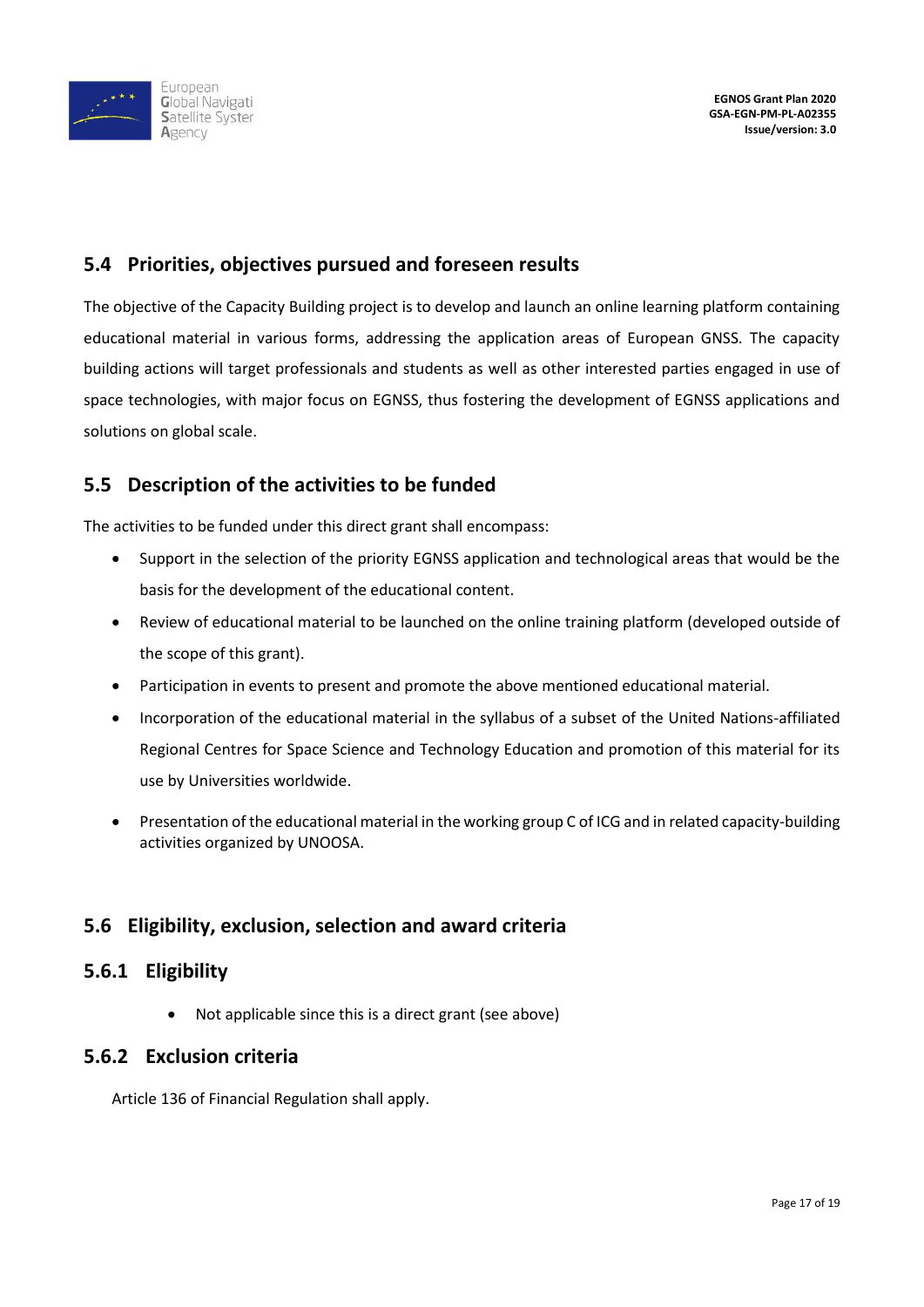## 5.4 Priorities, objectives pursued and foreseen results

The objective of the Capacity Building project is to develop and launch an online learning platform containing educational material in various forms, addressing the application areas of European GNSS. The capacity building actions will target professionals and students as well as other interested parties engaged in use of space technologies, with major focus on EGNSS, thus fostering the development of EGNSS applications and solutions on global scale.

## 5.5 Description of the activities to be funded

The activities to be funded under this direct grant shall encompass:

- Support in the selection of the priority EGNSS application and technological areas that would be the basis for the development of the educational content.
- Review of educational material to be launched on the online training platform (developed outside of the scope of this grant).
- Participation in events to present and promote the above mentioned educational material.
- Incorporation of the educational material in the syllabus of a subset of the United Nations-affiliated Regional Centres for Space Science and Technology Education and promotion of this material for its use by Universities worldwide.
- Presentation of the educational material in the working group C of ICG and in related capacity-building activities organized by UNOOSA.

## 5.6 Eligibility, exclusion, selection and award criteria

### 5.6.1 Eligibility

- Not applicable since this is a direct grant (see above)

### 5.6.2 Exclusion criteria

Article 136 of Financial Regulation shall apply.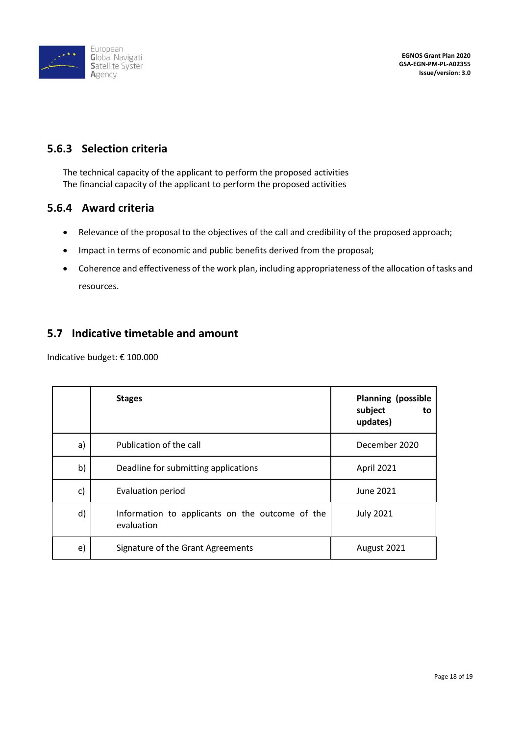### 5.6.3 Selection criteria

The technical capacity of the applicant to perform the proposed activities
The financial capacity of the applicant to perform the proposed activities

### 5.6.4 Award criteria

- Relevance of the proposal to the objectives of the call and credibility of the proposed approach;
- Impact in terms of economic and public benefits derived from the proposal;
- Coherence and effectiveness of the work plan, including appropriateness of the allocation of tasks and resources.

## 5.7 Indicative timetable and amount

Indicative budget: € 100.000

| | **Stages** | **Planning (possible subject to updates)** |
|---|---|---|
| a) | Publication of the call | December 2020 |
| b) | Deadline for submitting applications | April 2021 |
| c) | Evaluation period | June 2021 |
| d) | Information to applicants on the outcome of the evaluation | July 2021 |
| e) | Signature of the Grant Agreements | August 2021 |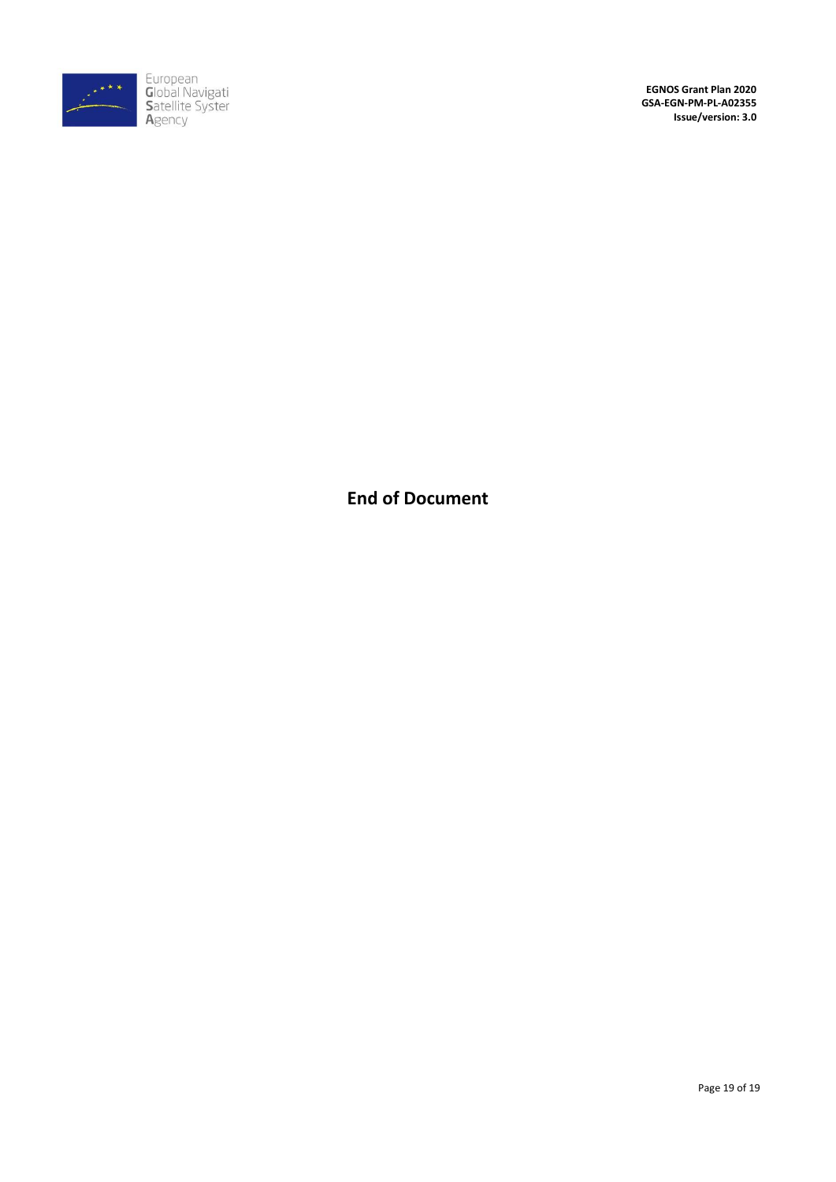**End of Document**